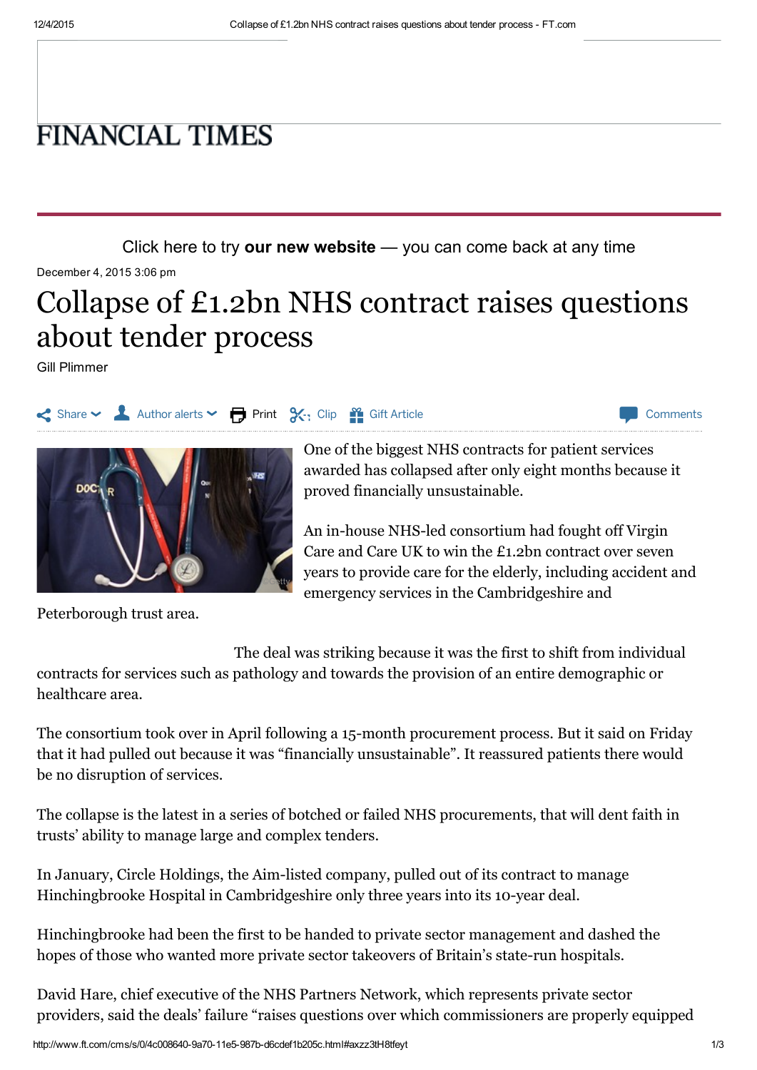# FINANCIAL TIMES

Click here to try **our new website** — you can come back at any time

December 4, 2015 3:06 pm

# Collapse of £1.2bn NHS contract raises questions about tender process

Gill Plimmer

One of the biggest NHS contracts for patient services awarded has collapsed after only eight months because it proved financially unsustainable.

An in-house NHS-led consortium had fought off Virgin Care and Care UK to win the £1.2bn contract over seven years to provide care for the elderly, including accident and emergency services in the Cambridgeshire and Peterborough trust area.

The deal was striking because it was the first to shift from individual contracts for services such as pathology and towards the provision of an entire demographic or healthcare area.

The consortium took over in April following a 15-month procurement process. But it said on Friday that it had pulled out because it was "financially unsustainable". It reassured patients there would be no disruption of services.

The collapse is the latest in a series of botched or failed NHS procurements, that will dent faith in trusts' ability to manage large and complex tenders.

In January, Circle Holdings, the Aim-listed company, pulled out of its contract to manage Hinchingbrooke Hospital in Cambridgeshire only three years into its 10-year deal.

Hinchingbrooke had been the first to be handed to private sector management and dashed the hopes of those who wanted more private sector takeovers of Britain's state-run hospitals.

David Hare, chief executive of the NHS Partners Network, which represents private sector providers, said the deals' failure "raises questions over which commissioners are properly equipped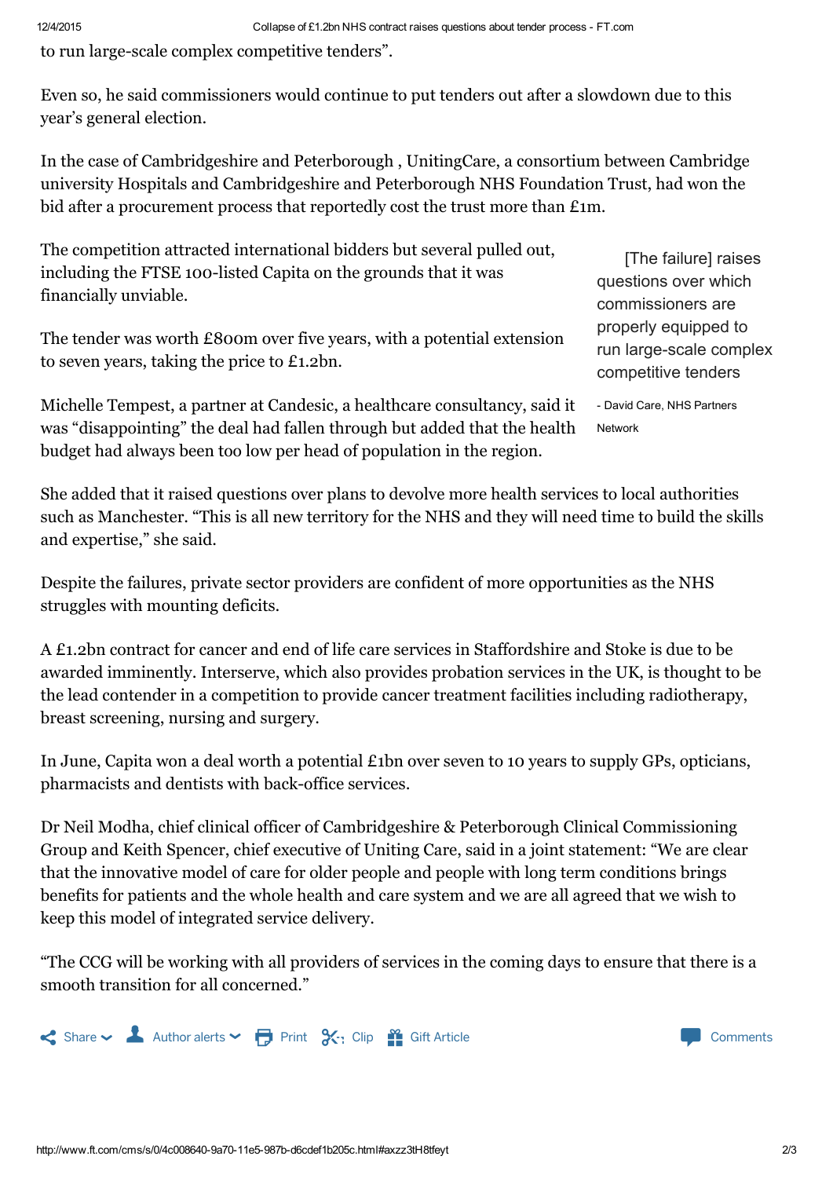to run large-scale complex competitive tenders".

Even so, he said commissioners would continue to put tenders out after a slowdown due to this year's general election.

In the case of Cambridgeshire and Peterborough , UnitingCare, a consortium between Cambridge university Hospitals and Cambridgeshire and Peterborough NHS Foundation Trust, had won the bid after a procurement process that reportedly cost the trust more than £1m.

The competition attracted international bidders but several pulled out, including the FTSE 100-listed Capita on the grounds that it was financially unviable.

> [The failure] raises questions over which commissioners are properly equipped to run large-scale complex competitive tenders
>
> \- David Care, NHS Partners Network

The tender was worth £800m over five years, with a potential extension to seven years, taking the price to £1.2bn.

Michelle Tempest, a partner at Candesic, a healthcare consultancy, said it was "disappointing" the deal had fallen through but added that the health budget had always been too low per head of population in the region.

She added that it raised questions over plans to devolve more health services to local authorities such as Manchester. "This is all new territory for the NHS and they will need time to build the skills and expertise," she said.

Despite the failures, private sector providers are confident of more opportunities as the NHS struggles with mounting deficits.

A £1.2bn contract for cancer and end of life care services in Staffordshire and Stoke is due to be awarded imminently. Interserve, which also provides probation services in the UK, is thought to be the lead contender in a competition to provide cancer treatment facilities including radiotherapy, breast screening, nursing and surgery.

In June, Capita won a deal worth a potential £1bn over seven to 10 years to supply GPs, opticians, pharmacists and dentists with back-office services.

Dr Neil Modha, chief clinical officer of Cambridgeshire & Peterborough Clinical Commissioning Group and Keith Spencer, chief executive of Uniting Care, said in a joint statement: "We are clear that the innovative model of care for older people and people with long term conditions brings benefits for patients and the whole health and care system and we are all agreed that we wish to keep this model of integrated service delivery.

"The CCG will be working with all providers of services in the coming days to ensure that there is a smooth transition for all concerned."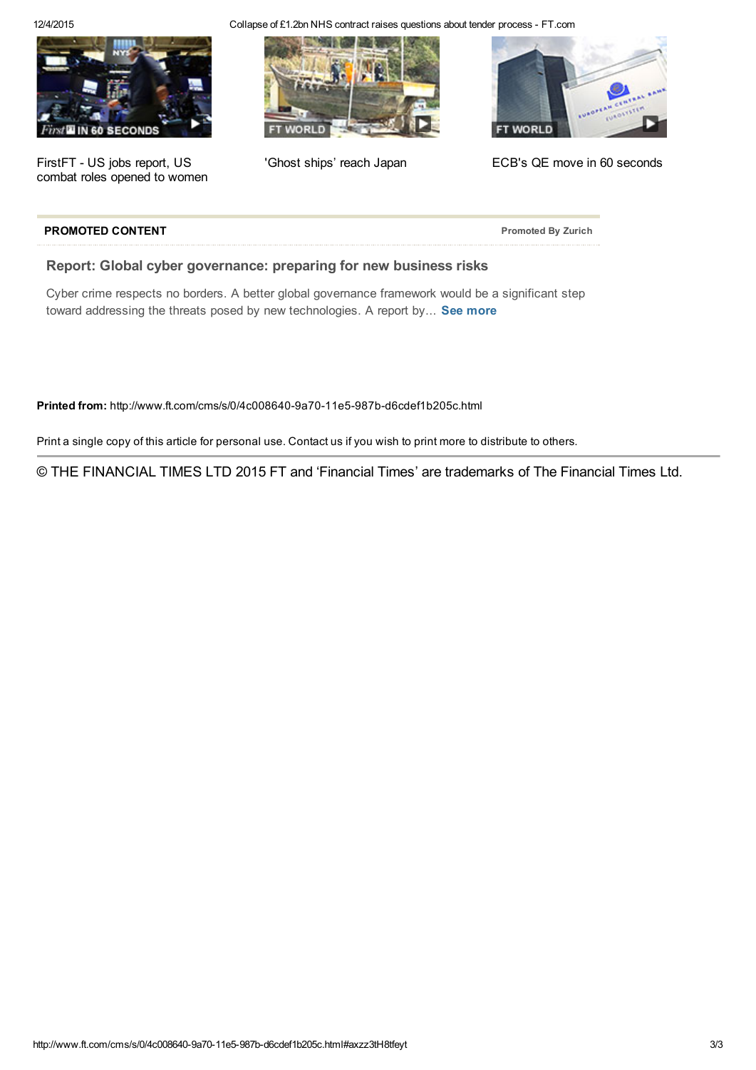FirstFT - US jobs report, US combat roles opened to women

'Ghost ships' reach Japan

ECB's QE move in 60 seconds

**PROMOTED CONTENT**

Promoted By Zurich

### Report: Global cyber governance: preparing for new business risks

Cyber crime respects no borders. A better global governance framework would be a significant step toward addressing the threats posed by new technologies. A report by... **See more**

**Printed from:** http://www.ft.com/cms/s/0/4c008640-9a70-11e5-987b-d6cdef1b205c.html

Print a single copy of this article for personal use. Contact us if you wish to print more to distribute to others.

© THE FINANCIAL TIMES LTD 2015 FT and 'Financial Times' are trademarks of The Financial Times Ltd.